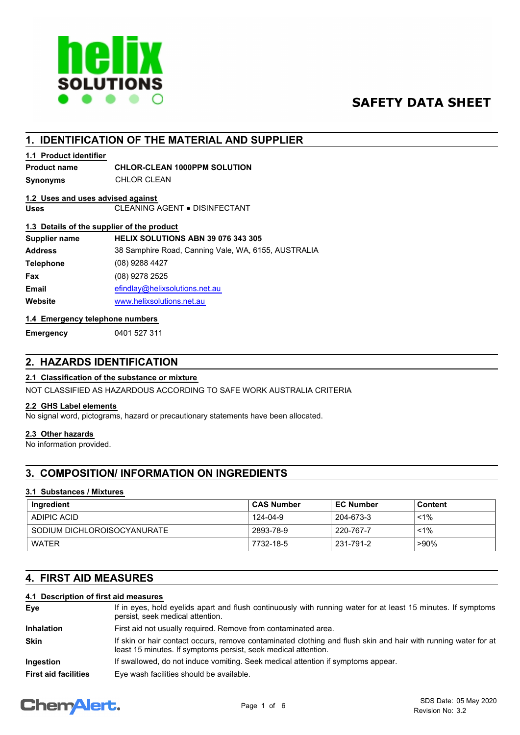# SAFETY DATA SHEET

## 1. IDENTIFICATION OF THE MATERIAL AND SUPPLIER

### 1.1 Product identifier

**Product name** **CHLOR-CLEAN 1000PPM SOLUTION**

**Synonyms** CHLOR CLEAN

### 1.2 Uses and uses advised against

**Uses** CLEANING AGENT ● DISINFECTANT

### 1.3 Details of the supplier of the product

**Supplier name** **HELIX SOLUTIONS ABN 39 076 343 305**

**Address** 38 Samphire Road, Canning Vale, WA, 6155, AUSTRALIA

**Telephone** (08) 9288 4427

**Fax** (08) 9278 2525

**Email** efindlay@helixsolutions.net.au

**Website** www.helixsolutions.net.au

### 1.4 Emergency telephone numbers

**Emergency** 0401 527 311

## 2. HAZARDS IDENTIFICATION

### 2.1 Classification of the substance or mixture

NOT CLASSIFIED AS HAZARDOUS ACCORDING TO SAFE WORK AUSTRALIA CRITERIA

### 2.2 GHS Label elements

No signal word, pictograms, hazard or precautionary statements have been allocated.

### 2.3 Other hazards

No information provided.

## 3. COMPOSITION/ INFORMATION ON INGREDIENTS

### 3.1 Substances / Mixtures

| Ingredient | CAS Number | EC Number | Content |
|---|---|---|---|
| ADIPIC ACID | 124-04-9 | 204-673-3 | <1% |
| SODIUM DICHLOROISOCYANURATE | 2893-78-9 | 220-767-7 | <1% |
| WATER | 7732-18-5 | 231-791-2 | >90% |

## 4. FIRST AID MEASURES

### 4.1 Description of first aid measures

**Eye** If in eyes, hold eyelids apart and flush continuously with running water for at least 15 minutes. If symptoms persist, seek medical attention.

**Inhalation** First aid not usually required. Remove from contaminated area.

**Skin** If skin or hair contact occurs, remove contaminated clothing and flush skin and hair with running water for at least 15 minutes. If symptoms persist, seek medical attention.

**Ingestion** If swallowed, do not induce vomiting. Seek medical attention if symptoms appear.

**First aid facilities** Eye wash facilities should be available.

SDS Date: 05 May 2020
Revision No: 3.2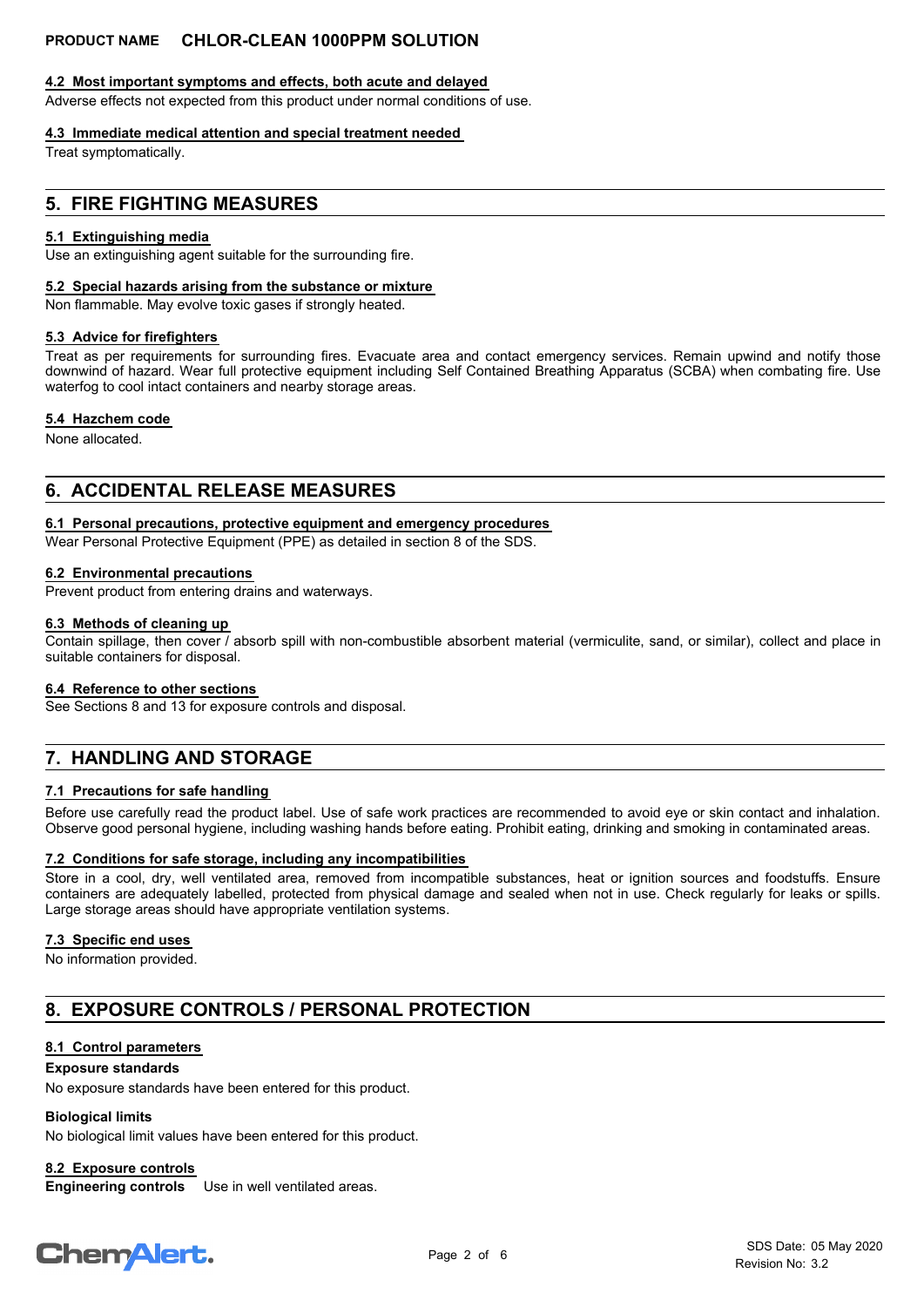#### 4.2 Most important symptoms and effects, both acute and delayed

Adverse effects not expected from this product under normal conditions of use.

#### 4.3 Immediate medical attention and special treatment needed

Treat symptomatically.

## 5. FIRE FIGHTING MEASURES

#### 5.1 Extinguishing media

Use an extinguishing agent suitable for the surrounding fire.

#### 5.2 Special hazards arising from the substance or mixture

Non flammable. May evolve toxic gases if strongly heated.

#### 5.3 Advice for firefighters

Treat as per requirements for surrounding fires. Evacuate area and contact emergency services. Remain upwind and notify those downwind of hazard. Wear full protective equipment including Self Contained Breathing Apparatus (SCBA) when combating fire. Use waterfog to cool intact containers and nearby storage areas.

#### 5.4 Hazchem code

None allocated.

## 6. ACCIDENTAL RELEASE MEASURES

#### 6.1 Personal precautions, protective equipment and emergency procedures

Wear Personal Protective Equipment (PPE) as detailed in section 8 of the SDS.

#### 6.2 Environmental precautions

Prevent product from entering drains and waterways.

#### 6.3 Methods of cleaning up

Contain spillage, then cover / absorb spill with non-combustible absorbent material (vermiculite, sand, or similar), collect and place in suitable containers for disposal.

#### 6.4 Reference to other sections

See Sections 8 and 13 for exposure controls and disposal.

## 7. HANDLING AND STORAGE

#### 7.1 Precautions for safe handling

Before use carefully read the product label. Use of safe work practices are recommended to avoid eye or skin contact and inhalation. Observe good personal hygiene, including washing hands before eating. Prohibit eating, drinking and smoking in contaminated areas.

#### 7.2 Conditions for safe storage, including any incompatibilities

Store in a cool, dry, well ventilated area, removed from incompatible substances, heat or ignition sources and foodstuffs. Ensure containers are adequately labelled, protected from physical damage and sealed when not in use. Check regularly for leaks or spills. Large storage areas should have appropriate ventilation systems.

#### 7.3 Specific end uses

No information provided.

## 8. EXPOSURE CONTROLS / PERSONAL PROTECTION

#### 8.1 Control parameters

**Exposure standards**

No exposure standards have been entered for this product.

**Biological limits**

No biological limit values have been entered for this product.

#### 8.2 Exposure controls

**Engineering controls** Use in well ventilated areas.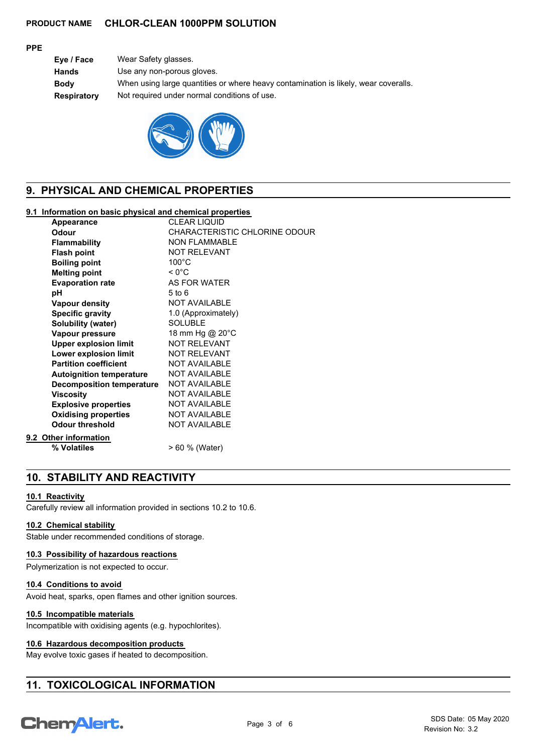**PRODUCT NAME** **CHLOR-CLEAN 1000PPM SOLUTION**

**PPE**

| | |
|---|---|
| **Eye / Face** | Wear Safety glasses. |
| **Hands** | Use any non-porous gloves. |
| **Body** | When using large quantities or where heavy contamination is likely, wear coveralls. |
| **Respiratory** | Not required under normal conditions of use. |

## 9. PHYSICAL AND CHEMICAL PROPERTIES

### 9.1 Information on basic physical and chemical properties

| | |
|---|---|
| **Appearance** | CLEAR LIQUID |
| **Odour** | CHARACTERISTIC CHLORINE ODOUR |
| **Flammability** | NON FLAMMABLE |
| **Flash point** | NOT RELEVANT |
| **Boiling point** | 100°C |
| **Melting point** | < 0°C |
| **Evaporation rate** | AS FOR WATER |
| **pH** | 5 to 6 |
| **Vapour density** | NOT AVAILABLE |
| **Specific gravity** | 1.0 (Approximately) |
| **Solubility (water)** | SOLUBLE |
| **Vapour pressure** | 18 mm Hg @ 20°C |
| **Upper explosion limit** | NOT RELEVANT |
| **Lower explosion limit** | NOT RELEVANT |
| **Partition coefficient** | NOT AVAILABLE |
| **Autoignition temperature** | NOT AVAILABLE |
| **Decomposition temperature** | NOT AVAILABLE |
| **Viscosity** | NOT AVAILABLE |
| **Explosive properties** | NOT AVAILABLE |
| **Oxidising properties** | NOT AVAILABLE |
| **Odour threshold** | NOT AVAILABLE |

### 9.2 Other information

| | |
|---|---|
| **% Volatiles** | > 60 % (Water) |

## 10. STABILITY AND REACTIVITY

### 10.1 Reactivity

Carefully review all information provided in sections 10.2 to 10.6.

### 10.2 Chemical stability

Stable under recommended conditions of storage.

### 10.3 Possibility of hazardous reactions

Polymerization is not expected to occur.

### 10.4 Conditions to avoid

Avoid heat, sparks, open flames and other ignition sources.

### 10.5 Incompatible materials

Incompatible with oxidising agents (e.g. hypochlorites).

### 10.6 Hazardous decomposition products

May evolve toxic gases if heated to decomposition.

## 11. TOXICOLOGICAL INFORMATION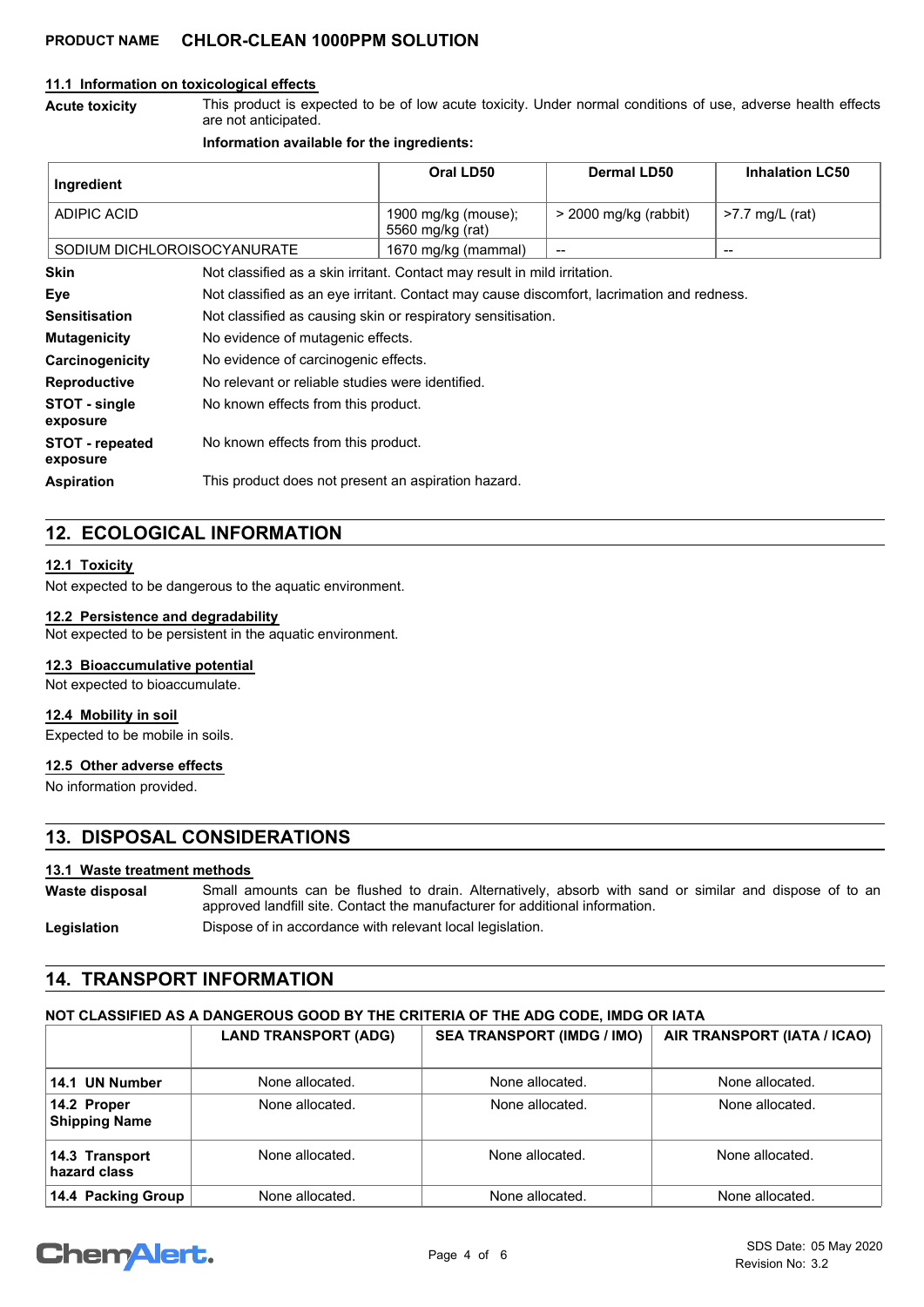### 11.1 Information on toxicological effects

**Acute toxicity** This product is expected to be of low acute toxicity. Under normal conditions of use, adverse health effects are not anticipated.

**Information available for the ingredients:**

| Ingredient | Oral LD50 | Dermal LD50 | Inhalation LC50 |
|---|---|---|---|
| ADIPIC ACID | 1900 mg/kg (mouse); 5560 mg/kg (rat) | > 2000 mg/kg (rabbit) | >7.7 mg/L (rat) |
| SODIUM DICHLOROISOCYANURATE | 1670 mg/kg (mammal) | -- | -- |

**Skin** Not classified as a skin irritant. Contact may result in mild irritation.

**Eye** Not classified as an eye irritant. Contact may cause discomfort, lacrimation and redness.

**Sensitisation** Not classified as causing skin or respiratory sensitisation.

**Mutagenicity** No evidence of mutagenic effects.

**Carcinogenicity** No evidence of carcinogenic effects.

**Reproductive** No relevant or reliable studies were identified.

**STOT - single exposure** No known effects from this product.

**STOT - repeated exposure** No known effects from this product.

**Aspiration** This product does not present an aspiration hazard.

## 12. ECOLOGICAL INFORMATION

### 12.1 Toxicity

Not expected to be dangerous to the aquatic environment.

### 12.2 Persistence and degradability

Not expected to be persistent in the aquatic environment.

### 12.3 Bioaccumulative potential

Not expected to bioaccumulate.

### 12.4 Mobility in soil

Expected to be mobile in soils.

### 12.5 Other adverse effects

No information provided.

## 13. DISPOSAL CONSIDERATIONS

### 13.1 Waste treatment methods

**Waste disposal** Small amounts can be flushed to drain. Alternatively, absorb with sand or similar and dispose of to an approved landfill site. Contact the manufacturer for additional information.

**Legislation** Dispose of in accordance with relevant local legislation.

## 14. TRANSPORT INFORMATION

**NOT CLASSIFIED AS A DANGEROUS GOOD BY THE CRITERIA OF THE ADG CODE, IMDG OR IATA**

| | LAND TRANSPORT (ADG) | SEA TRANSPORT (IMDG / IMO) | AIR TRANSPORT (IATA / ICAO) |
|---|---|---|---|
| **14.1 UN Number** | None allocated. | None allocated. | None allocated. |
| **14.2 Proper Shipping Name** | None allocated. | None allocated. | None allocated. |
| **14.3 Transport hazard class** | None allocated. | None allocated. | None allocated. |
| **14.4 Packing Group** | None allocated. | None allocated. | None allocated. |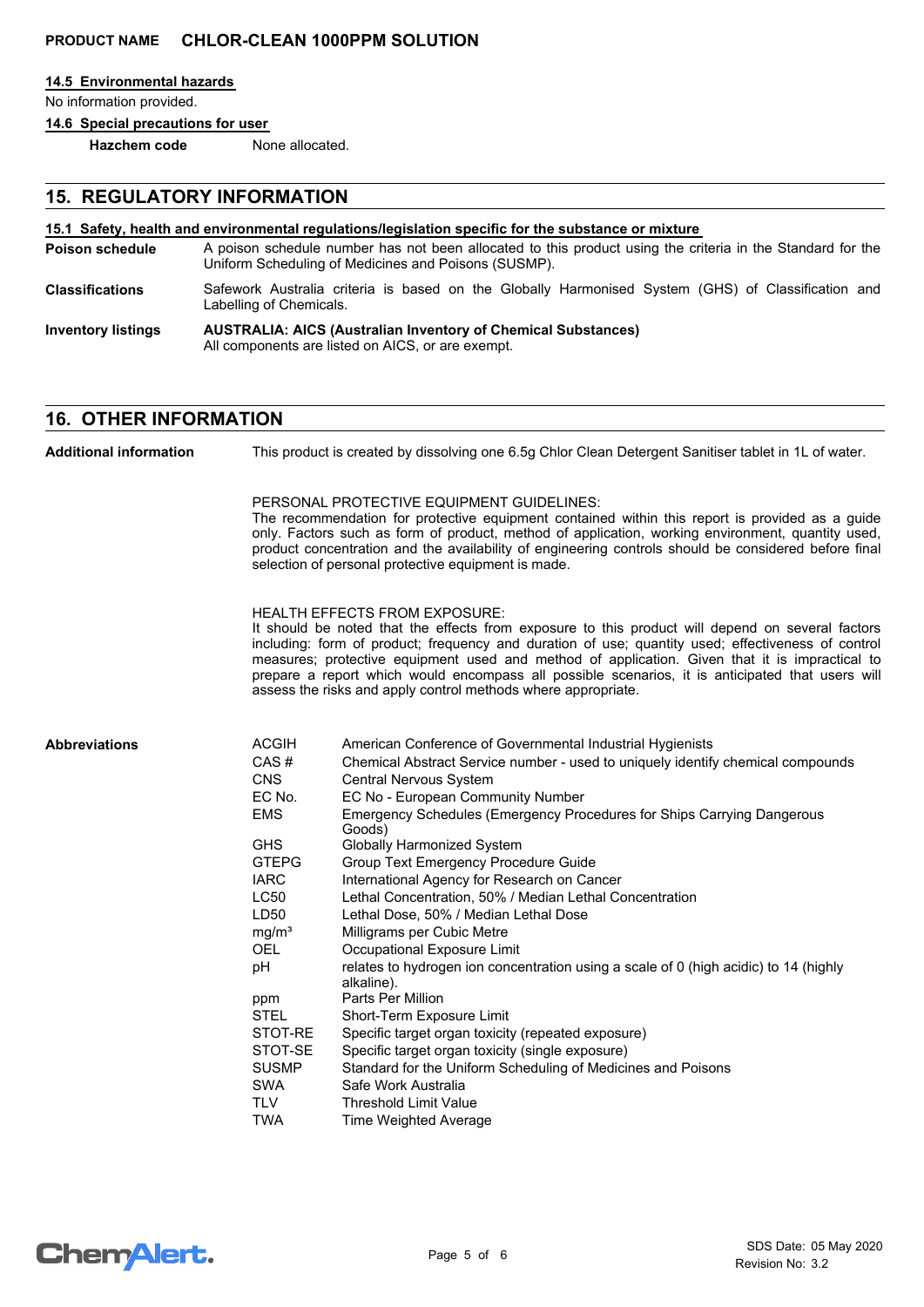#### 14.5 Environmental hazards

No information provided.

#### 14.6 Special precautions for user

**Hazchem code** None allocated.

## 15. REGULATORY INFORMATION

#### 15.1 Safety, health and environmental regulations/legislation specific for the substance or mixture

**Poison schedule** A poison schedule number has not been allocated to this product using the criteria in the Standard for the Uniform Scheduling of Medicines and Poisons (SUSMP).

**Classifications** Safework Australia criteria is based on the Globally Harmonised System (GHS) of Classification and Labelling of Chemicals.

**Inventory listings** **AUSTRALIA: AICS (Australian Inventory of Chemical Substances)**
All components are listed on AICS, or are exempt.

## 16. OTHER INFORMATION

**Additional information** This product is created by dissolving one 6.5g Chlor Clean Detergent Sanitiser tablet in 1L of water.

PERSONAL PROTECTIVE EQUIPMENT GUIDELINES:
The recommendation for protective equipment contained within this report is provided as a guide only. Factors such as form of product, method of application, working environment, quantity used, product concentration and the availability of engineering controls should be considered before final selection of personal protective equipment is made.

HEALTH EFFECTS FROM EXPOSURE:
It should be noted that the effects from exposure to this product will depend on several factors including: form of product; frequency and duration of use; quantity used; effectiveness of control measures; protective equipment used and method of application. Given that it is impractical to prepare a report which would encompass all possible scenarios, it is anticipated that users will assess the risks and apply control methods where appropriate.

**Abbreviations**

| Abbreviation | Meaning |
|---|---|
| ACGIH | American Conference of Governmental Industrial Hygienists |
| CAS # | Chemical Abstract Service number - used to uniquely identify chemical compounds |
| CNS | Central Nervous System |
| EC No. | EC No - European Community Number |
| EMS | Emergency Schedules (Emergency Procedures for Ships Carrying Dangerous Goods) |
| GHS | Globally Harmonized System |
| GTEPG | Group Text Emergency Procedure Guide |
| IARC | International Agency for Research on Cancer |
| LC50 | Lethal Concentration, 50% / Median Lethal Concentration |
| LD50 | Lethal Dose, 50% / Median Lethal Dose |
| $mg/m^3$ | Milligrams per Cubic Metre |
| OEL | Occupational Exposure Limit |
| pH | relates to hydrogen ion concentration using a scale of 0 (high acidic) to 14 (highly alkaline). |
| ppm | Parts Per Million |
| STEL | Short-Term Exposure Limit |
| STOT-RE | Specific target organ toxicity (repeated exposure) |
| STOT-SE | Specific target organ toxicity (single exposure) |
| SUSMP | Standard for the Uniform Scheduling of Medicines and Poisons |
| SWA | Safe Work Australia |
| TLV | Threshold Limit Value |
| TWA | Time Weighted Average |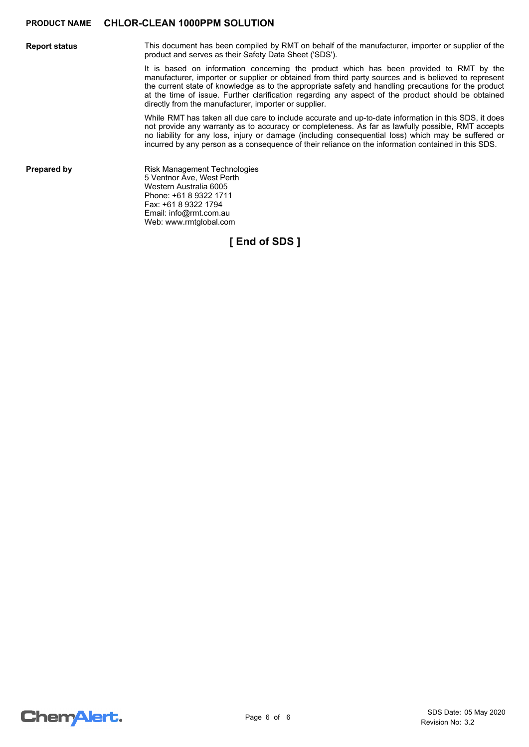**Report status**

This document has been compiled by RMT on behalf of the manufacturer, importer or supplier of the product and serves as their Safety Data Sheet ('SDS').

It is based on information concerning the product which has been provided to RMT by the manufacturer, importer or supplier or obtained from third party sources and is believed to represent the current state of knowledge as to the appropriate safety and handling precautions for the product at the time of issue. Further clarification regarding any aspect of the product should be obtained directly from the manufacturer, importer or supplier.

While RMT has taken all due care to include accurate and up-to-date information in this SDS, it does not provide any warranty as to accuracy or completeness. As far as lawfully possible, RMT accepts no liability for any loss, injury or damage (including consequential loss) which may be suffered or incurred by any person as a consequence of their reliance on the information contained in this SDS.

**Prepared by**

Risk Management Technologies
5 Ventnor Ave, West Perth
Western Australia 6005
Phone: +61 8 9322 1711
Fax: +61 8 9322 1794
Email: info@rmt.com.au
Web: www.rmtglobal.com

**[ End of SDS ]**